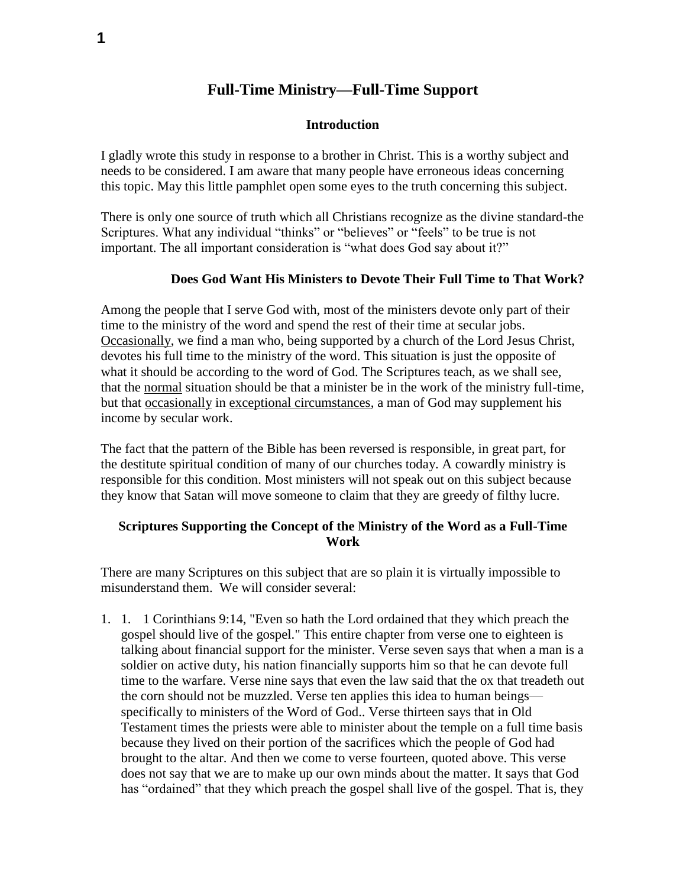# Full-Time Ministry—Full-Time Support

## Introduction

I gladly wrote this study in response to a brother in Christ. This is a worthy subject and needs to be considered. I am aware that many people have erroneous ideas concerning this topic. May this little pamphlet open some eyes to the truth concerning this subject.

There is only one source of truth which all Christians recognize as the divine standard-the Scriptures. What any individual "thinks" or "believes" or "feels" to be true is not important. The all important consideration is "what does God say about it?"

### Does God Want His Ministers to Devote Their Full Time to That Work?

Among the people that I serve God with, most of the ministers devote only part of their time to the ministry of the word and spend the rest of their time at secular jobs. <u>Occasionally</u>, we find a man who, being supported by a church of the Lord Jesus Christ, devotes his full time to the ministry of the word. This situation is just the opposite of what it should be according to the word of God. The Scriptures teach, as we shall see, that the <u>normal</u> situation should be that a minister be in the work of the ministry full-time, but that <u>occasionally</u> in <u>exceptional circumstances</u>, a man of God may supplement his income by secular work.

The fact that the pattern of the Bible has been reversed is responsible, in great part, for the destitute spiritual condition of many of our churches today. A cowardly ministry is responsible for this condition. Most ministers will not speak out on this subject because they know that Satan will move someone to claim that they are greedy of filthy lucre.

### Scriptures Supporting the Concept of the Ministry of the Word as a Full-Time Work

There are many Scriptures on this subject that are so plain it is virtually impossible to misunderstand them. We will consider several:

1. 1. 1 Corinthians 9:14, "Even so hath the Lord ordained that they which preach the gospel should live of the gospel." This entire chapter from verse one to eighteen is talking about financial support for the minister. Verse seven says that when a man is a soldier on active duty, his nation financially supports him so that he can devote full time to the warfare. Verse nine says that even the law said that the ox that treadeth out the corn should not be muzzled. Verse ten applies this idea to human beings—specifically to ministers of the Word of God.. Verse thirteen says that in Old Testament times the priests were able to minister about the temple on a full time basis because they lived on their portion of the sacrifices which the people of God had brought to the altar. And then we come to verse fourteen, quoted above. This verse does not say that we are to make up our own minds about the matter. It says that God has "ordained" that they which preach the gospel shall live of the gospel. That is, they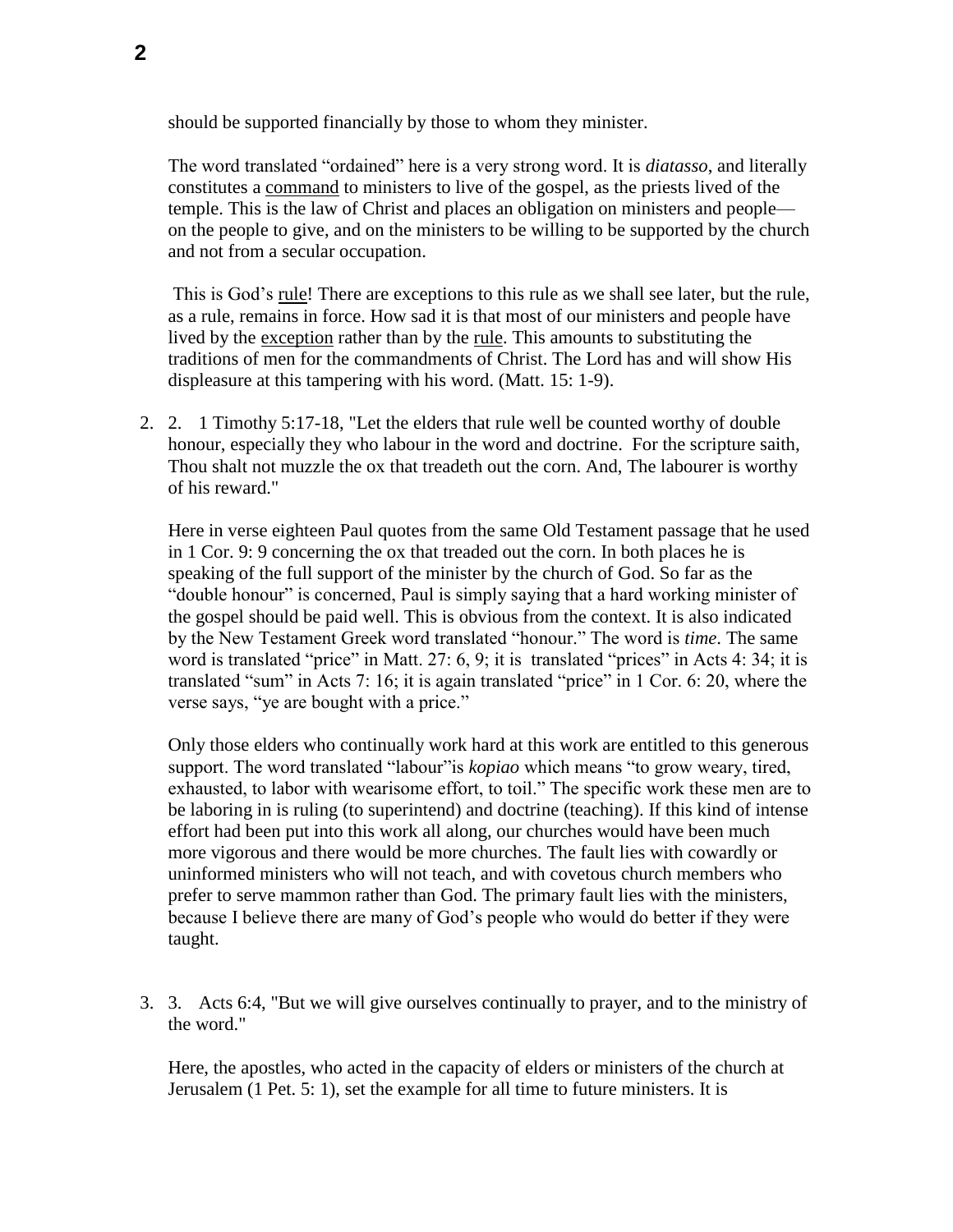should be supported financially by those to whom they minister.

The word translated "ordained" here is a very strong word. It is *diatasso*, and literally constitutes a command to ministers to live of the gospel, as the priests lived of the temple. This is the law of Christ and places an obligation on ministers and people—on the people to give, and on the ministers to be willing to be supported by the church and not from a secular occupation.

This is God's rule! There are exceptions to this rule as we shall see later, but the rule, as a rule, remains in force. How sad it is that most of our ministers and people have lived by the exception rather than by the rule. This amounts to substituting the traditions of men for the commandments of Christ. The Lord has and will show His displeasure at this tampering with his word. (Matt. 15: 1-9).

2. 2. 1 Timothy 5:17-18, "Let the elders that rule well be counted worthy of double honour, especially they who labour in the word and doctrine. For the scripture saith, Thou shalt not muzzle the ox that treadeth out the corn. And, The labourer is worthy of his reward."

   Here in verse eighteen Paul quotes from the same Old Testament passage that he used in 1 Cor. 9: 9 concerning the ox that treaded out the corn. In both places he is speaking of the full support of the minister by the church of God. So far as the "double honour" is concerned, Paul is simply saying that a hard working minister of the gospel should be paid well. This is obvious from the context. It is also indicated by the New Testament Greek word translated "honour." The word is *time*. The same word is translated "price" in Matt. 27: 6, 9; it is translated "prices" in Acts 4: 34; it is translated "sum" in Acts 7: 16; it is again translated "price" in 1 Cor. 6: 20, where the verse says, "ye are bought with a price."

   Only those elders who continually work hard at this work are entitled to this generous support. The word translated "labour"is *kopiao* which means "to grow weary, tired, exhausted, to labor with wearisome effort, to toil." The specific work these men are to be laboring in is ruling (to superintend) and doctrine (teaching). If this kind of intense effort had been put into this work all along, our churches would have been much more vigorous and there would be more churches. The fault lies with cowardly or uninformed ministers who will not teach, and with covetous church members who prefer to serve mammon rather than God. The primary fault lies with the ministers, because I believe there are many of God's people who would do better if they were taught.

3. 3. Acts 6:4, "But we will give ourselves continually to prayer, and to the ministry of the word."

   Here, the apostles, who acted in the capacity of elders or ministers of the church at Jerusalem (1 Pet. 5: 1), set the example for all time to future ministers. It is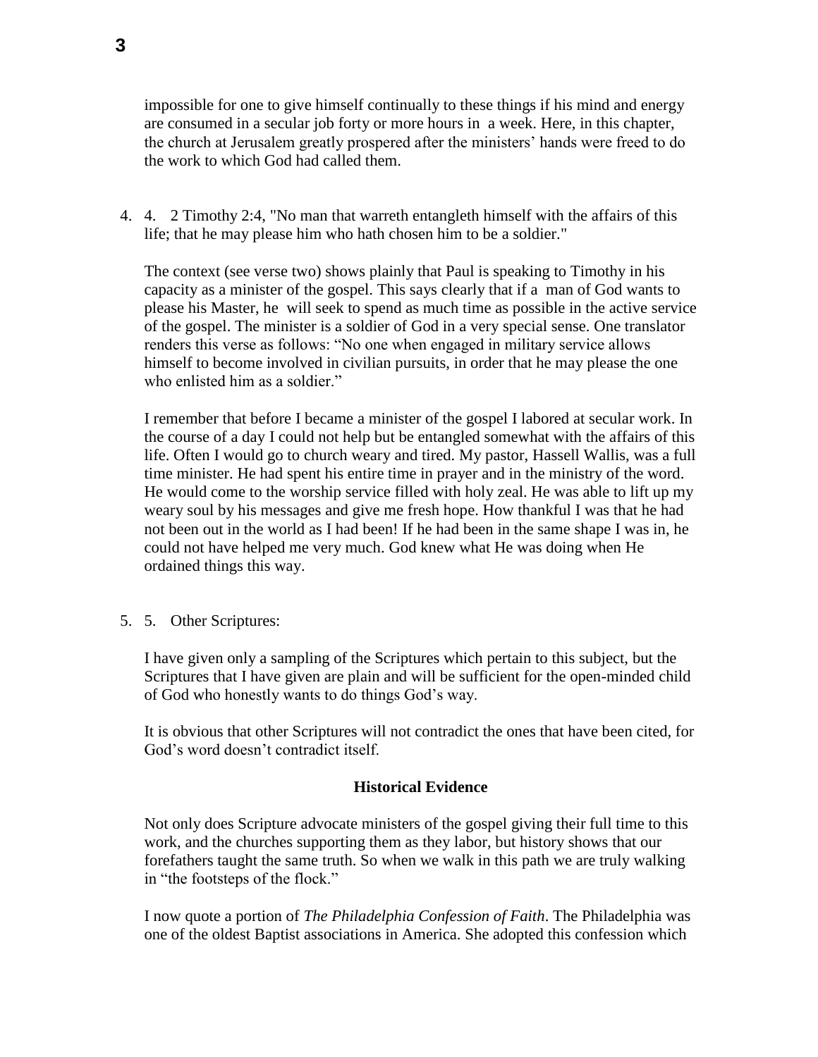impossible for one to give himself continually to these things if his mind and energy are consumed in a secular job forty or more hours in a week. Here, in this chapter, the church at Jerusalem greatly prospered after the ministers' hands were freed to do the work to which God had called them.

4. 2 Timothy 2:4, "No man that warreth entangleth himself with the affairs of this life; that he may please him who hath chosen him to be a soldier."

   The context (see verse two) shows plainly that Paul is speaking to Timothy in his capacity as a minister of the gospel. This says clearly that if a man of God wants to please his Master, he will seek to spend as much time as possible in the active service of the gospel. The minister is a soldier of God in a very special sense. One translator renders this verse as follows: "No one when engaged in military service allows himself to become involved in civilian pursuits, in order that he may please the one who enlisted him as a soldier."

   I remember that before I became a minister of the gospel I labored at secular work. In the course of a day I could not help but be entangled somewhat with the affairs of this life. Often I would go to church weary and tired. My pastor, Hassell Wallis, was a full time minister. He had spent his entire time in prayer and in the ministry of the word. He would come to the worship service filled with holy zeal. He was able to lift up my weary soul by his messages and give me fresh hope. How thankful I was that he had not been out in the world as I had been! If he had been in the same shape I was in, he could not have helped me very much. God knew what He was doing when He ordained things this way.

5. Other Scriptures:

   I have given only a sampling of the Scriptures which pertain to this subject, but the Scriptures that I have given are plain and will be sufficient for the open-minded child of God who honestly wants to do things God's way.

   It is obvious that other Scriptures will not contradict the ones that have been cited, for God's word doesn't contradict itself.

**Historical Evidence**

Not only does Scripture advocate ministers of the gospel giving their full time to this work, and the churches supporting them as they labor, but history shows that our forefathers taught the same truth. So when we walk in this path we are truly walking in "the footsteps of the flock."

I now quote a portion of *The Philadelphia Confession of Faith*. The Philadelphia was one of the oldest Baptist associations in America. She adopted this confession which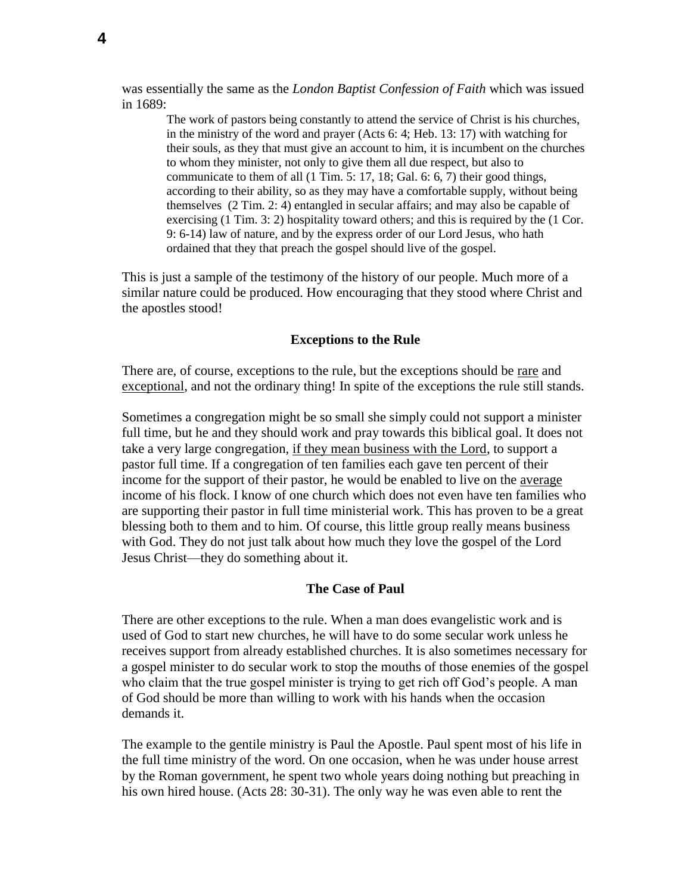was essentially the same as the *London Baptist Confession of Faith* which was issued in 1689:

> The work of pastors being constantly to attend the service of Christ is his churches, in the ministry of the word and prayer (Acts 6: 4; Heb. 13: 17) with watching for their souls, as they that must give an account to him, it is incumbent on the churches to whom they minister, not only to give them all due respect, but also to communicate to them of all (1 Tim. 5: 17, 18; Gal. 6: 6, 7) their good things, according to their ability, so as they may have a comfortable supply, without being themselves (2 Tim. 2: 4) entangled in secular affairs; and may also be capable of exercising (1 Tim. 3: 2) hospitality toward others; and this is required by the (1 Cor. 9: 6-14) law of nature, and by the express order of our Lord Jesus, who hath ordained that they that preach the gospel should live of the gospel.

This is just a sample of the testimony of the history of our people. Much more of a similar nature could be produced. How encouraging that they stood where Christ and the apostles stood!

### Exceptions to the Rule

There are, of course, exceptions to the rule, but the exceptions should be rare and exceptional, and not the ordinary thing! In spite of the exceptions the rule still stands.

Sometimes a congregation might be so small she simply could not support a minister full time, but he and they should work and pray towards this biblical goal. It does not take a very large congregation, if they mean business with the Lord, to support a pastor full time. If a congregation of ten families each gave ten percent of their income for the support of their pastor, he would be enabled to live on the average income of his flock. I know of one church which does not even have ten families who are supporting their pastor in full time ministerial work. This has proven to be a great blessing both to them and to him. Of course, this little group really means business with God. They do not just talk about how much they love the gospel of the Lord Jesus Christ—they do something about it.

### The Case of Paul

There are other exceptions to the rule. When a man does evangelistic work and is used of God to start new churches, he will have to do some secular work unless he receives support from already established churches. It is also sometimes necessary for a gospel minister to do secular work to stop the mouths of those enemies of the gospel who claim that the true gospel minister is trying to get rich off God's people. A man of God should be more than willing to work with his hands when the occasion demands it.

The example to the gentile ministry is Paul the Apostle. Paul spent most of his life in the full time ministry of the word. On one occasion, when he was under house arrest by the Roman government, he spent two whole years doing nothing but preaching in his own hired house. (Acts 28: 30-31). The only way he was even able to rent the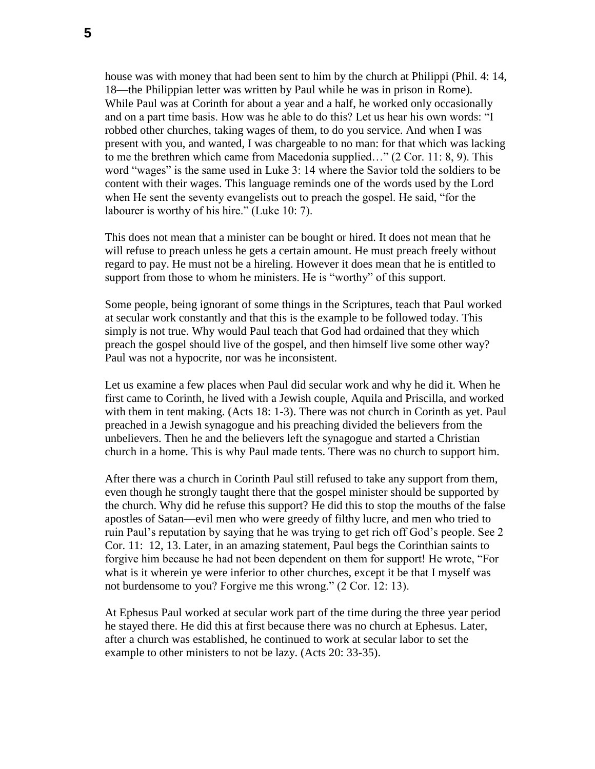house was with money that had been sent to him by the church at Philippi (Phil. 4: 14, 18—the Philippian letter was written by Paul while he was in prison in Rome). While Paul was at Corinth for about a year and a half, he worked only occasionally and on a part time basis. How was he able to do this? Let us hear his own words: "I robbed other churches, taking wages of them, to do you service. And when I was present with you, and wanted, I was chargeable to no man: for that which was lacking to me the brethren which came from Macedonia supplied…" (2 Cor. 11: 8, 9). This word "wages" is the same used in Luke 3: 14 where the Savior told the soldiers to be content with their wages. This language reminds one of the words used by the Lord when He sent the seventy evangelists out to preach the gospel. He said, "for the labourer is worthy of his hire." (Luke 10: 7).

This does not mean that a minister can be bought or hired. It does not mean that he will refuse to preach unless he gets a certain amount. He must preach freely without regard to pay. He must not be a hireling. However it does mean that he is entitled to support from those to whom he ministers. He is "worthy" of this support.

Some people, being ignorant of some things in the Scriptures, teach that Paul worked at secular work constantly and that this is the example to be followed today. This simply is not true. Why would Paul teach that God had ordained that they which preach the gospel should live of the gospel, and then himself live some other way? Paul was not a hypocrite, nor was he inconsistent.

Let us examine a few places when Paul did secular work and why he did it. When he first came to Corinth, he lived with a Jewish couple, Aquila and Priscilla, and worked with them in tent making. (Acts 18: 1-3). There was not church in Corinth as yet. Paul preached in a Jewish synagogue and his preaching divided the believers from the unbelievers. Then he and the believers left the synagogue and started a Christian church in a home. This is why Paul made tents. There was no church to support him.

After there was a church in Corinth Paul still refused to take any support from them, even though he strongly taught there that the gospel minister should be supported by the church. Why did he refuse this support? He did this to stop the mouths of the false apostles of Satan—evil men who were greedy of filthy lucre, and men who tried to ruin Paul's reputation by saying that he was trying to get rich off God's people. See 2 Cor. 11: 12, 13. Later, in an amazing statement, Paul begs the Corinthian saints to forgive him because he had not been dependent on them for support! He wrote, "For what is it wherein ye were inferior to other churches, except it be that I myself was not burdensome to you? Forgive me this wrong." (2 Cor. 12: 13).

At Ephesus Paul worked at secular work part of the time during the three year period he stayed there. He did this at first because there was no church at Ephesus. Later, after a church was established, he continued to work at secular labor to set the example to other ministers to not be lazy. (Acts 20: 33-35).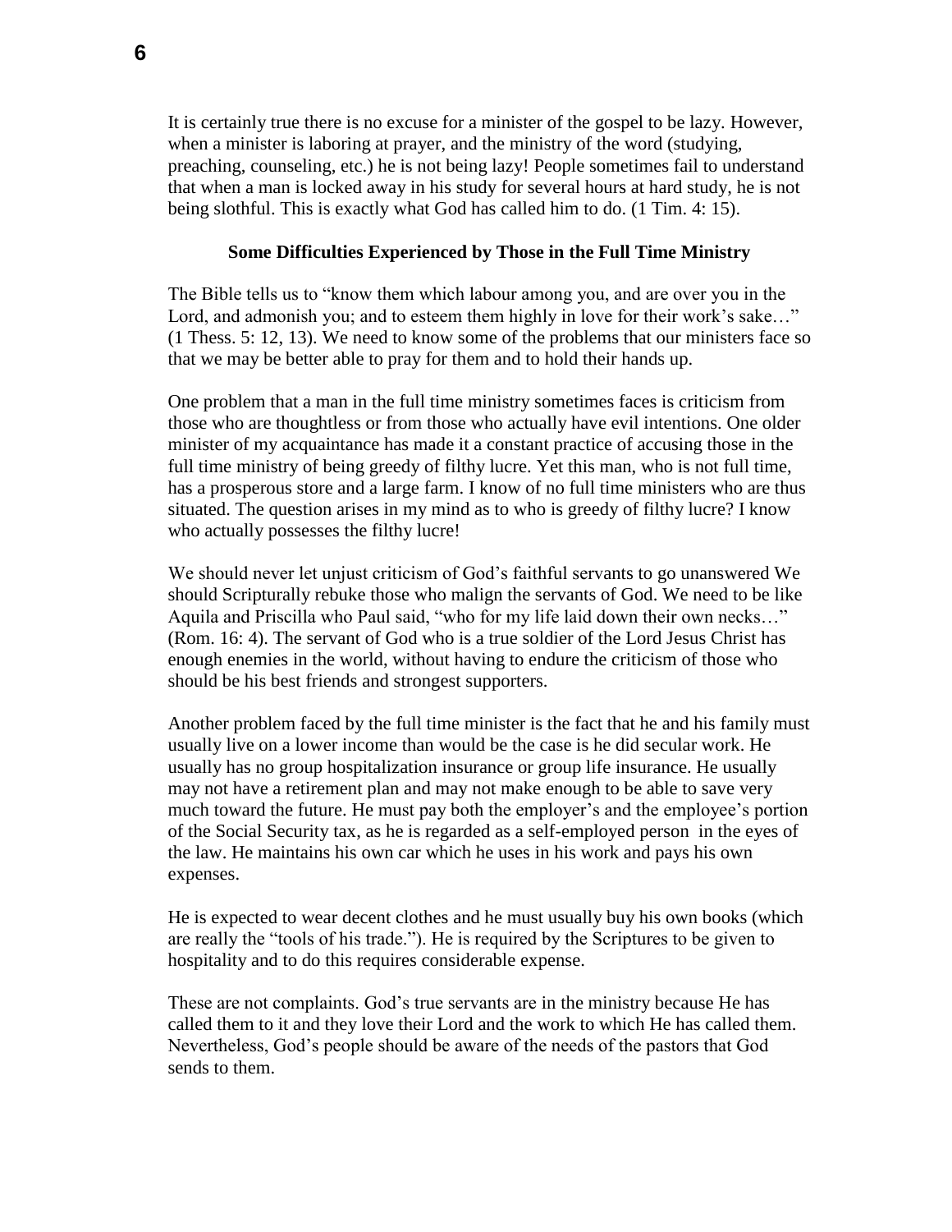It is certainly true there is no excuse for a minister of the gospel to be lazy. However, when a minister is laboring at prayer, and the ministry of the word (studying, preaching, counseling, etc.) he is not being lazy! People sometimes fail to understand that when a man is locked away in his study for several hours at hard study, he is not being slothful. This is exactly what God has called him to do. (1 Tim. 4: 15).

**Some Difficulties Experienced by Those in the Full Time Ministry**

The Bible tells us to "know them which labour among you, and are over you in the Lord, and admonish you; and to esteem them highly in love for their work's sake…" (1 Thess. 5: 12, 13). We need to know some of the problems that our ministers face so that we may be better able to pray for them and to hold their hands up.

One problem that a man in the full time ministry sometimes faces is criticism from those who are thoughtless or from those who actually have evil intentions. One older minister of my acquaintance has made it a constant practice of accusing those in the full time ministry of being greedy of filthy lucre. Yet this man, who is not full time, has a prosperous store and a large farm. I know of no full time ministers who are thus situated. The question arises in my mind as to who is greedy of filthy lucre? I know who actually possesses the filthy lucre!

We should never let unjust criticism of God's faithful servants to go unanswered We should Scripturally rebuke those who malign the servants of God. We need to be like Aquila and Priscilla who Paul said, "who for my life laid down their own necks…" (Rom. 16: 4). The servant of God who is a true soldier of the Lord Jesus Christ has enough enemies in the world, without having to endure the criticism of those who should be his best friends and strongest supporters.

Another problem faced by the full time minister is the fact that he and his family must usually live on a lower income than would be the case is he did secular work. He usually has no group hospitalization insurance or group life insurance. He usually may not have a retirement plan and may not make enough to be able to save very much toward the future. He must pay both the employer's and the employee's portion of the Social Security tax, as he is regarded as a self-employed person in the eyes of the law. He maintains his own car which he uses in his work and pays his own expenses.

He is expected to wear decent clothes and he must usually buy his own books (which are really the "tools of his trade."). He is required by the Scriptures to be given to hospitality and to do this requires considerable expense.

These are not complaints. God's true servants are in the ministry because He has called them to it and they love their Lord and the work to which He has called them. Nevertheless, God's people should be aware of the needs of the pastors that God sends to them.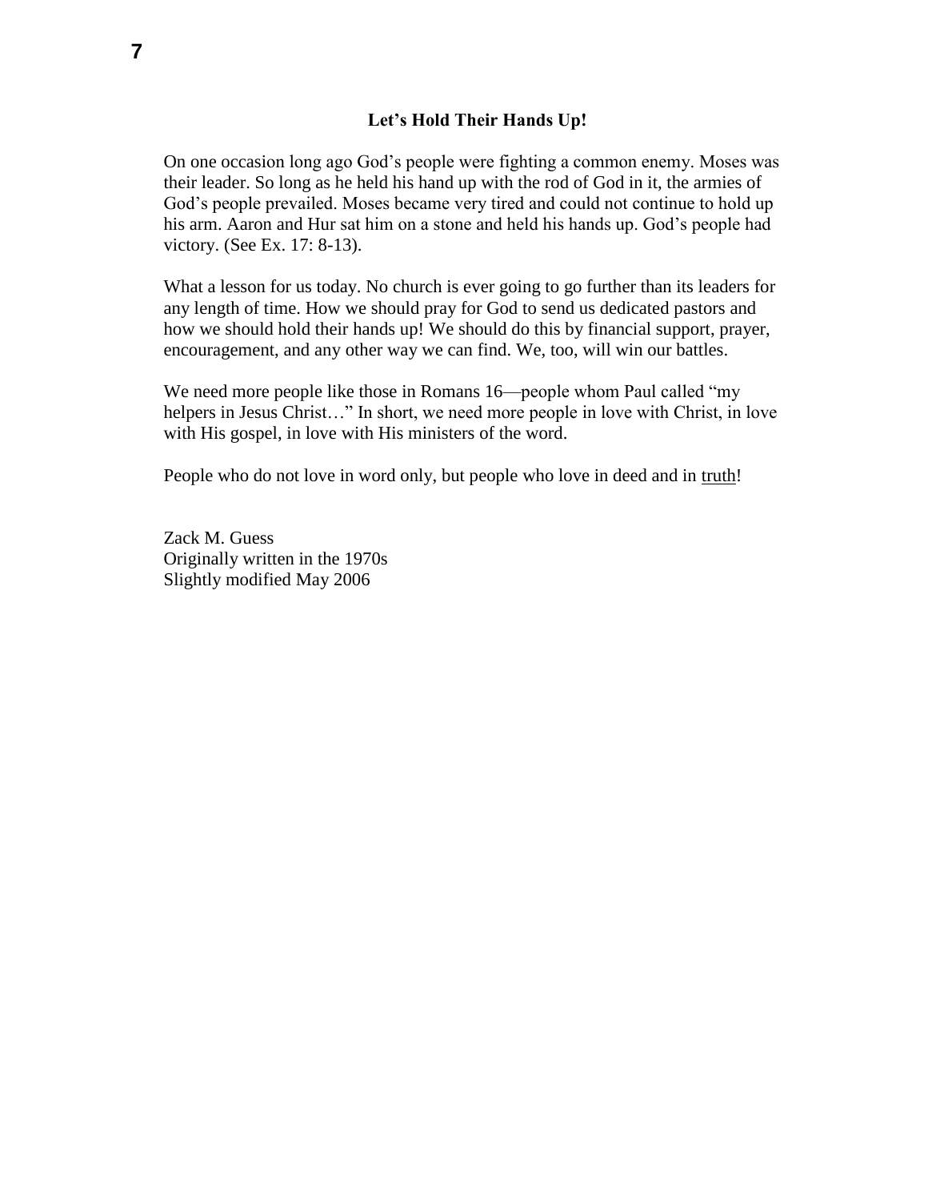## Let's Hold Their Hands Up!

On one occasion long ago God's people were fighting a common enemy. Moses was their leader. So long as he held his hand up with the rod of God in it, the armies of God's people prevailed. Moses became very tired and could not continue to hold up his arm. Aaron and Hur sat him on a stone and held his hands up. God's people had victory. (See Ex. 17: 8-13).

What a lesson for us today. No church is ever going to go further than its leaders for any length of time. How we should pray for God to send us dedicated pastors and how we should hold their hands up! We should do this by financial support, prayer, encouragement, and any other way we can find. We, too, will win our battles.

We need more people like those in Romans 16—people whom Paul called "my helpers in Jesus Christ…" In short, we need more people in love with Christ, in love with His gospel, in love with His ministers of the word.

People who do not love in word only, but people who love in deed and in <u>truth</u>!

Zack M. Guess
Originally written in the 1970s
Slightly modified May 2006